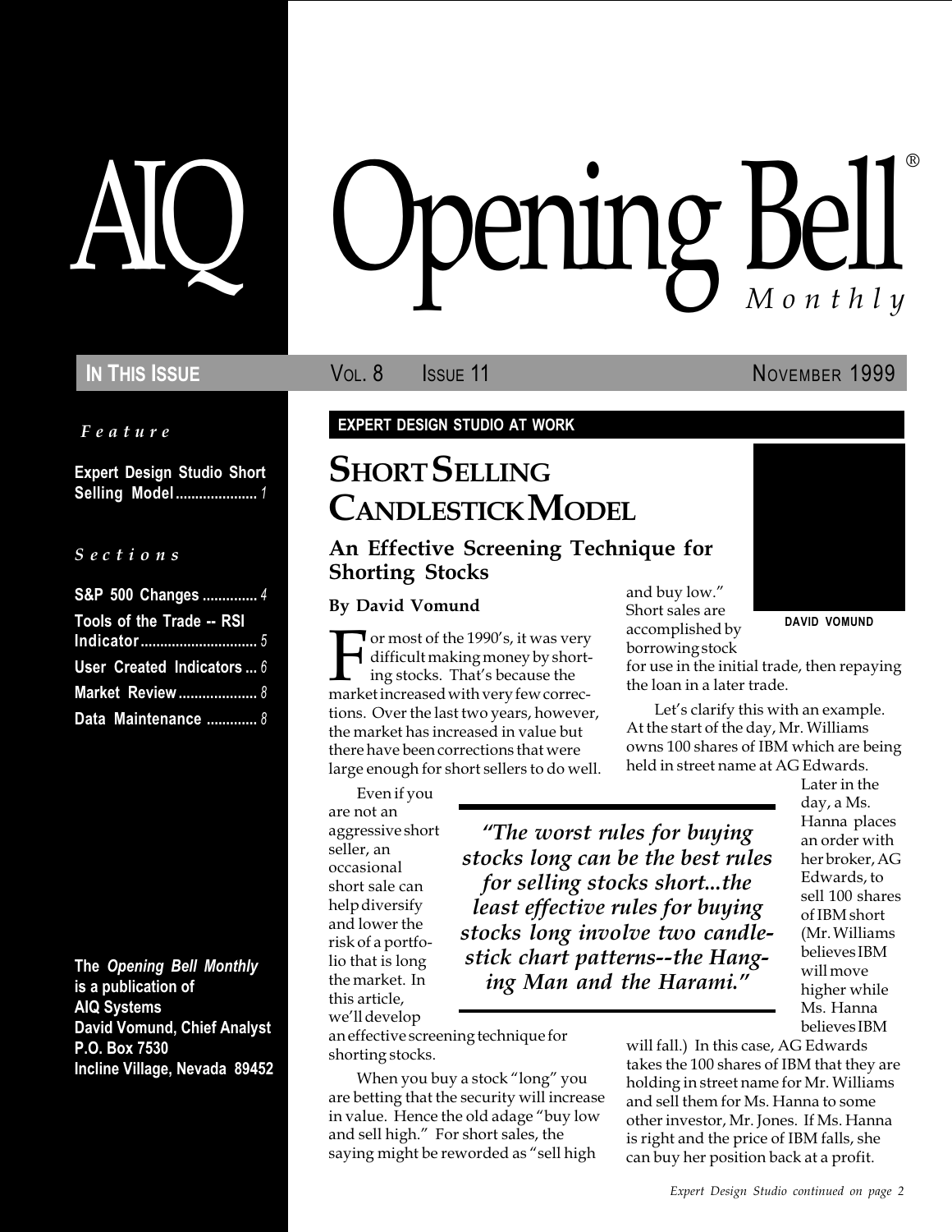# AIQ Opening Bell® Monthly

**IN THIS ISSUE** — VOL. 8 ISSUE 11 — NOVEMBER 1999

*Feature*

**Expert Design Studio Short Selling Model** ..................... *1*

*Sections*

**S&P 500 Changes** .............. *4*
**Tools of the Trade -- RSI Indicator** .............................. *5*
**User Created Indicators** ... *6*
**Market Review** .................... *8*
**Data Maintenance** ............. *8*

**The *Opening Bell Monthly* is a publication of AIQ Systems**
**David Vomund, Chief Analyst**
**P.O. Box 7530**
**Incline Village, Nevada 89452**

**EXPERT DESIGN STUDIO AT WORK**

## SHORT SELLING CANDLESTICK MODEL

### An Effective Screening Technique for Shorting Stocks

**By David Vomund**

DAVID VOMUND

For most of the 1990's, it was very difficult making money by shorting stocks. That's because the market increased with very few corrections. Over the last two years, however, the market has increased in value but there have been corrections that were large enough for short sellers to do well.

Even if you are not an aggressive short seller, an occasional short sale can help diversify and lower the risk of a portfolio that is long the market. In this article, we'll develop an effective screening technique for shorting stocks.

> *"The worst rules for buying stocks long can be the best rules for selling stocks short...the least effective rules for buying stocks long involve two candlestick chart patterns--the Hanging Man and the Harami."*

When you buy a stock "long" you are betting that the security will increase in value. Hence the old adage "buy low and sell high." For short sales, the saying might be reworded as "sell high and buy low." Short sales are accomplished by borrowing stock for use in the initial trade, then repaying the loan in a later trade.

Let's clarify this with an example. At the start of the day, Mr. Williams owns 100 shares of IBM which are being held in street name at AG Edwards. Later in the day, a Ms. Hanna places an order with her broker, AG Edwards, to sell 100 shares of IBM short (Mr. Williams believes IBM will move higher while Ms. Hanna believes IBM will fall.) In this case, AG Edwards takes the 100 shares of IBM that they are holding in street name for Mr. Williams and sell them for Ms. Hanna to some other investor, Mr. Jones. If Ms. Hanna is right and the price of IBM falls, she can buy her position back at a profit.

*Expert Design Studio continued on page 2*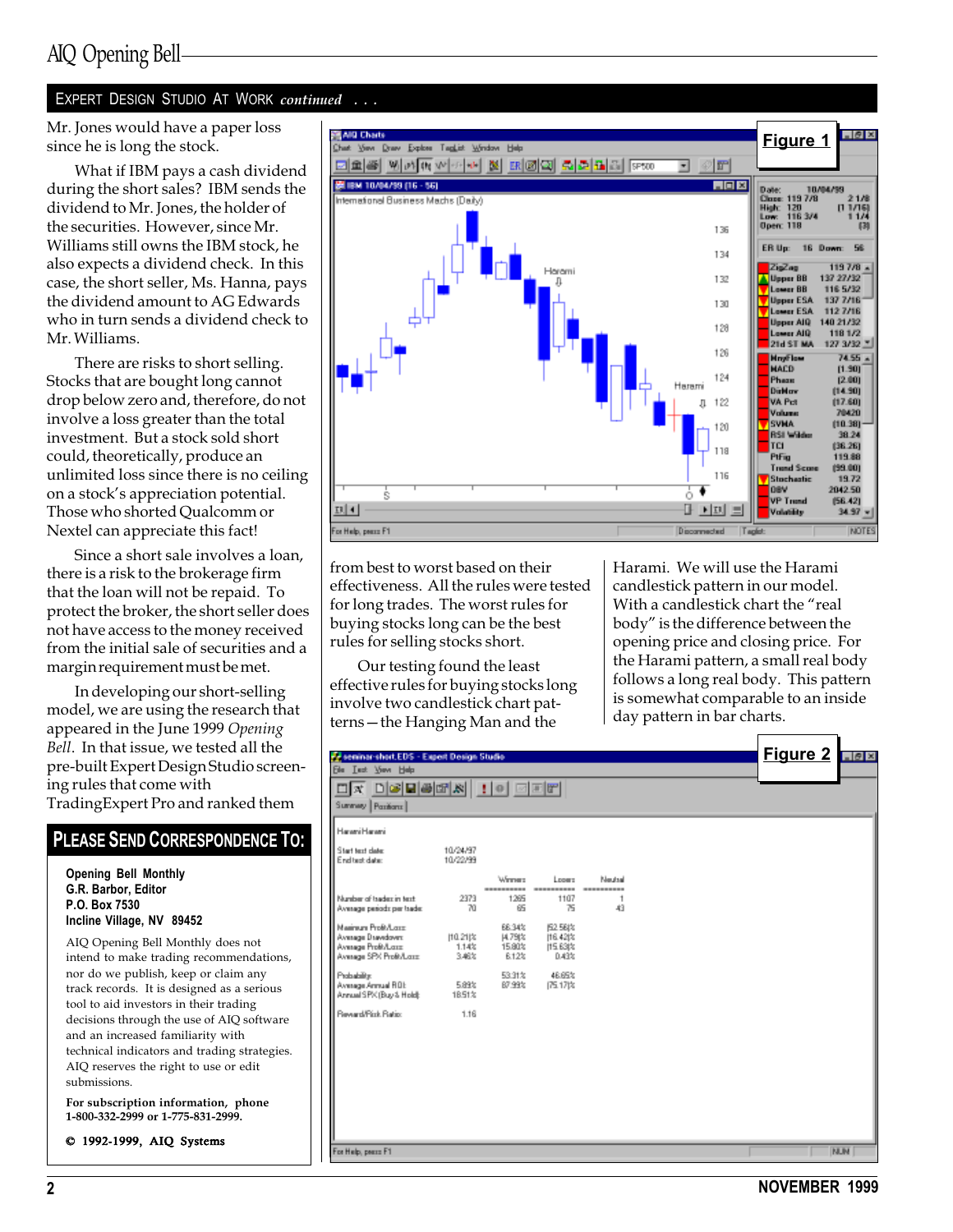## EXPERT DESIGN STUDIO AT WORK *continued* . . .

Mr. Jones would have a paper loss since he is long the stock.

What if IBM pays a cash dividend during the short sales? IBM sends the dividend to Mr. Jones, the holder of the securities. However, since Mr. Williams still owns the IBM stock, he also expects a dividend check. In this case, the short seller, Ms. Hanna, pays the dividend amount to AG Edwards who in turn sends a dividend check to Mr. Williams.

There are risks to short selling. Stocks that are bought long cannot drop below zero and, therefore, do not involve a loss greater than the total investment. But a stock sold short could, theoretically, produce an unlimited loss since there is no ceiling on a stock's appreciation potential. Those who shorted Qualcomm or Nextel can appreciate this fact!

Since a short sale involves a loan, there is a risk to the brokerage firm that the loan will not be repaid. To protect the broker, the short seller does not have access to the money received from the initial sale of securities and a margin requirement must be met.

In developing our short-selling model, we are using the research that appeared in the June 1999 *Opening Bell*. In that issue, we tested all the pre-built Expert Design Studio screening rules that come with TradingExpert Pro and ranked them from best to worst based on their effectiveness. All the rules were tested for long trades. The worst rules for buying stocks long can be the best rules for selling stocks short.

Our testing found the least effective rules for buying stocks long involve two candlestick chart patterns—the Hanging Man and the Harami. We will use the Harami candlestick pattern in our model. With a candlestick chart the "real body" is the difference between the opening price and closing price. For the Harami pattern, a small real body follows a long real body. This pattern is somewhat comparable to an inside day pattern in bar charts.

**Figure 1**

**Figure 2**

## PLEASE SEND CORRESPONDENCE TO:

**Opening Bell Monthly**
**G.R. Barbor, Editor**
**P.O. Box 7530**
**Incline Village, NV 89452**

AIQ Opening Bell Monthly does not intend to make trading recommendations, nor do we publish, keep or claim any track records. It is designed as a serious tool to aid investors in their trading decisions through the use of AIQ software and an increased familiarity with technical indicators and trading strategies. AIQ reserves the right to use or edit submissions.

**For subscription information, phone 1-800-332-2999 or 1-775-831-2999.**

**© 1992-1999, AIQ Systems**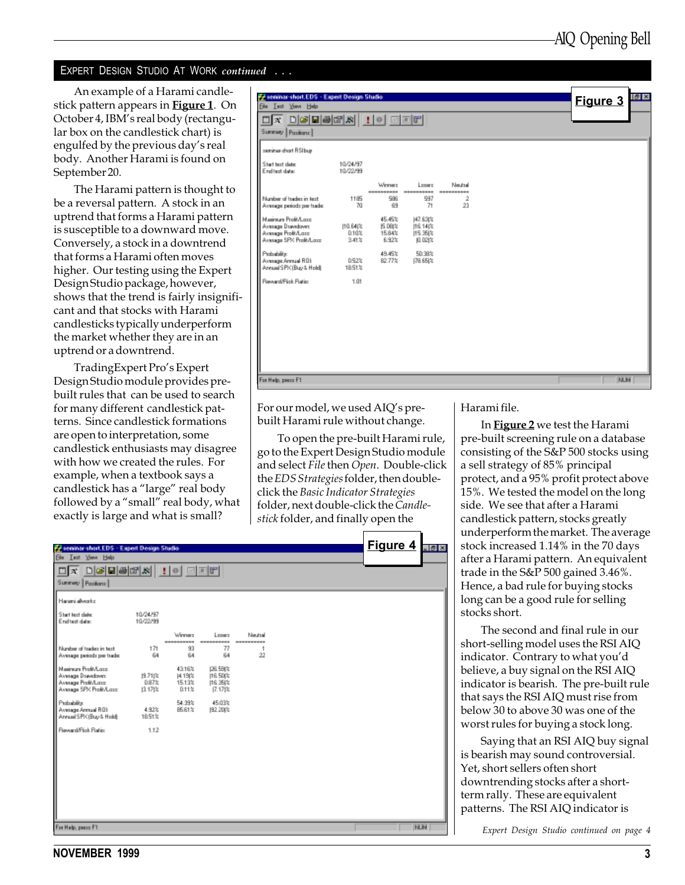## EXPERT DESIGN STUDIO AT WORK *continued . . .*

An example of a Harami candlestick pattern appears in **Figure 1**. On October 4, IBM's real body (rectangular box on the candlestick chart) is engulfed by the previous day's real body. Another Harami is found on September 20.

The Harami pattern is thought to be a reversal pattern. A stock in an uptrend that forms a Harami pattern is susceptible to a downward move. Conversely, a stock in a downtrend that forms a Harami often moves higher. Our testing using the Expert Design Studio package, however, shows that the trend is fairly insignificant and that stocks with Harami candlesticks typically underperform the market whether they are in an uptrend or a downtrend.

TradingExpert Pro's Expert Design Studio module provides pre-built rules that can be used to search for many different candlestick patterns. Since candlestick formations are open to interpretation, some candlestick enthusiasts may disagree with how we created the rules. For example, when a textbook says a candlestick has a "large" real body followed by a "small" real body, what exactly is large and what is small?

**Figure 3**

seminar-short.EDS - Expert Design Studio

seminar short RSI buy

Start test date: 10/24/97
End test date: 10/22/99

| | | Winners | Losers | Neutral |
|---|---|---|---|---|
| Number of trades in test: | 1185 | 586 | 597 | 2 |
| Average periods per trade: | 70 | 69 | 71 | 23 |
| Maximum Profit/Loss: | | 45.45% | (47.63)% | |
| Average Drawdown: | (10.64)% | (5.08)% | (16.14)% | |
| Average Profit/Loss: | 0.10% | 15.84% | (15.35)% | |
| Average SPX Profit/Loss: | 3.41% | 6.92% | (0.02)% | |
| Probability: | | 49.45% | 50.38% | |
| Average Annual ROI: | 0.52% | 82.77% | (78.65)% | |
| Annual SPX (Buy & Hold): | 18.51% | | | |
| Reward/Risk Ratio: | 1.01 | | | |

For our model, we used AIQ's pre-built Harami rule without change.

To open the pre-built Harami rule, go to the Expert Design Studio module and select *File* then *Open*. Double-click the *EDS Strategies* folder, then double-click the *Basic Indicator Strategies* folder, next double-click the *Candlestick* folder, and finally open the Harami file.

In **Figure 2** we test the Harami pre-built screening rule on a database consisting of the S&P 500 stocks using a sell strategy of 85% principal protect, and a 95% profit protect above 15%. We tested the model on the long side. We see that after a Harami candlestick pattern, stocks greatly underperform the market. The average stock increased 1.14% in the 70 days after a Harami pattern. An equivalent trade in the S&P 500 gained 3.46%. Hence, a bad rule for buying stocks long can be a good rule for selling stocks short.

The second and final rule in our short-selling model uses the RSI AIQ indicator. Contrary to what you'd believe, a buy signal on the RSI AIQ indicator is bearish. The pre-built rule that says the RSI AIQ must rise from below 30 to above 30 was one of the worst rules for buying a stock long.

Saying that an RSI AIQ buy signal is bearish may sound controversial. Yet, short sellers often short downtrending stocks after a short-term rally. These are equivalent patterns. The RSI AIQ indicator is

**Figure 4**

seminar-short.EDS - Expert Design Studio

Harami all works

Start test date: 10/24/97
End test date: 10/22/99

| | | Winners | Losers | Neutral |
|---|---|---|---|---|
| Number of trades in test: | 171 | 93 | 77 | 1 |
| Average periods per trade: | 64 | 64 | 64 | 22 |
| Maximum Profit/Loss: | | 43.16% | (26.59)% | |
| Average Drawdown: | (9.71)% | (4.19)% | (16.50)% | |
| Average Profit/Loss: | 0.87% | 15.13% | (16.35)% | |
| Average SPX Profit/Loss: | (3.17)% | 0.11% | (7.17)% | |
| Probability: | | 54.39% | 45.03% | |
| Average Annual ROI: | 4.92% | 85.61% | (92.20)% | |
| Annual SPX (Buy & Hold): | 18.51% | | | |
| Reward/Risk Ratio: | 1.12 | | | |

*Expert Design Studio continued on page 4*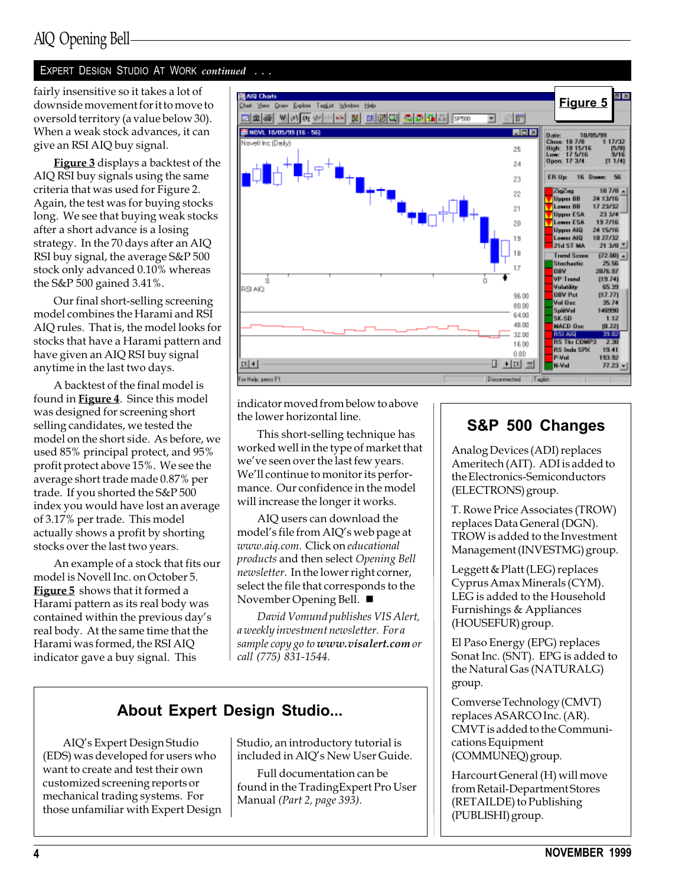## Expert Design Studio At Work *continued* . . .

fairly insensitive so it takes a lot of downside movement for it to move to oversold territory (a value below 30). When a weak stock advances, it can give an RSI AIQ buy signal.

**Figure 3** displays a backtest of the AIQ RSI buy signals using the same criteria that was used for Figure 2. Again, the test was for buying stocks long. We see that buying weak stocks after a short advance is a losing strategy. In the 70 days after an AIQ RSI buy signal, the average S&P 500 stock only advanced 0.10% whereas the S&P 500 gained 3.41%.

Our final short-selling screening model combines the Harami and RSI AIQ rules. That is, the model looks for stocks that have a Harami pattern and have given an AIQ RSI buy signal anytime in the last two days.

A backtest of the final model is found in **Figure 4**. Since this model was designed for screening short selling candidates, we tested the model on the short side. As before, we used 85% principal protect, and 95% profit protect above 15%. We see the average short trade made 0.87% per trade. If you shorted the S&P 500 index you would have lost an average of 3.17% per trade. This model actually shows a profit by shorting stocks over the last two years.

An example of a stock that fits our model is Novell Inc. on October 5. **Figure 5** shows that it formed a Harami pattern as its real body was contained within the previous day's real body. At the same time that the Harami was formed, the RSI AIQ indicator gave a buy signal. This

**Figure 5**

indicator moved from below to above the lower horizontal line.

This short-selling technique has worked well in the type of market that we've seen over the last few years. We'll continue to monitor its performance. Our confidence in the model will increase the longer it works.

AIQ users can download the model's file from AIQ's web page at *www.aiq.com*. Click on *educational products* and then select *Opening Bell newsletter*. In the lower right corner, select the file that corresponds to the November Opening Bell. ■

*David Vomund publishes VIS Alert, a weekly investment newsletter. For a sample copy go to* ***www.visalert.com*** *or call (775) 831-1544.*

### About Expert Design Studio...

AIQ's Expert Design Studio (EDS) was developed for users who want to create and test their own customized screening reports or mechanical trading systems. For those unfamiliar with Expert Design Studio, an introductory tutorial is included in AIQ's New User Guide.

Full documentation can be found in the TradingExpert Pro User Manual *(Part 2, page 393)*.

### S&P 500 Changes

Analog Devices (ADI) replaces Ameritech (AIT). ADI is added to the Electronics-Semiconductors (ELECTRONS) group.

T. Rowe Price Associates (TROW) replaces Data General (DGN). TROW is added to the Investment Management (INVESTMG) group.

Leggett & Platt (LEG) replaces Cyprus Amax Minerals (CYM). LEG is added to the Household Furnishings & Appliances (HOUSEFUR) group.

El Paso Energy (EPG) replaces Sonat Inc. (SNT). EPG is added to the Natural Gas (NATURALG) group.

Comverse Technology (CMVT) replaces ASARCO Inc. (AR). CMVT is added to the Communications Equipment (COMMUNEQ) group.

Harcourt General (H) will move from Retail-Department Stores (RETAILDE) to Publishing (PUBLISHI) group.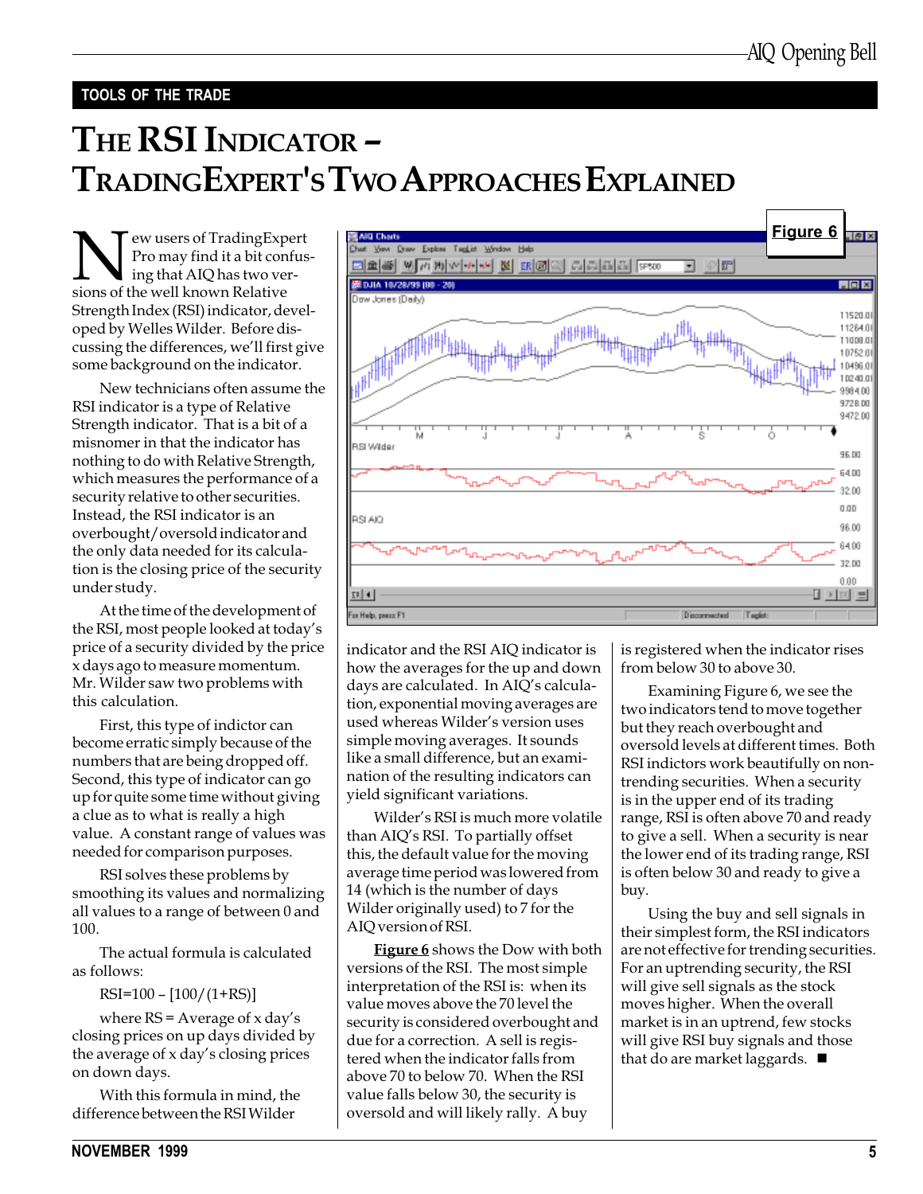TOOLS OF THE TRADE

# THE RSI INDICATOR – TRADINGEXPERT'S TWO APPROACHES EXPLAINED

New users of TradingExpert Pro may find it a bit confusing that AIQ has two versions of the well known Relative Strength Index (RSI) indicator, developed by Welles Wilder. Before discussing the differences, we'll first give some background on the indicator.

New technicians often assume the RSI indicator is a type of Relative Strength indicator. That is a bit of a misnomer in that the indicator has nothing to do with Relative Strength, which measures the performance of a security relative to other securities. Instead, the RSI indicator is an overbought/oversold indicator and the only data needed for its calculation is the closing price of the security under study.

At the time of the development of the RSI, most people looked at today's price of a security divided by the price x days ago to measure momentum. Mr. Wilder saw two problems with this calculation.

First, this type of indictor can become erratic simply because of the numbers that are being dropped off. Second, this type of indicator can go up for quite some time without giving a clue as to what is really a high value. A constant range of values was needed for comparison purposes.

RSI solves these problems by smoothing its values and normalizing all values to a range of between 0 and 100.

The actual formula is calculated as follows:

$$RSI=100 - [100/(1+RS)]$$

where RS = Average of x day's closing prices on up days divided by the average of x day's closing prices on down days.

With this formula in mind, the difference between the RSI Wilder indicator and the RSI AIQ indicator is how the averages for the up and down days are calculated. In AIQ's calculation, exponential moving averages are used whereas Wilder's version uses simple moving averages. It sounds like a small difference, but an examination of the resulting indicators can yield significant variations.

Wilder's RSI is much more volatile than AIQ's RSI. To partially offset this, the default value for the moving average time period was lowered from 14 (which is the number of days Wilder originally used) to 7 for the AIQ version of RSI.

**Figure 6**

**Figure 6** shows the Dow with both versions of the RSI. The most simple interpretation of the RSI is: when its value moves above the 70 level the security is considered overbought and due for a correction. A sell is registered when the indicator falls from above 70 to below 70. When the RSI value falls below 30, the security is oversold and will likely rally. A buy is registered when the indicator rises from below 30 to above 30.

Examining Figure 6, we see the two indicators tend to move together but they reach overbought and oversold levels at different times. Both RSI indictors work beautifully on non-trending securities. When a security is in the upper end of its trading range, RSI is often above 70 and ready to give a sell. When a security is near the lower end of its trading range, RSI is often below 30 and ready to give a buy.

Using the buy and sell signals in their simplest form, the RSI indicators are not effective for trending securities. For an uptrending security, the RSI will give sell signals as the stock moves higher. When the overall market is in an uptrend, few stocks will give RSI buy signals and those that do are market laggards. ■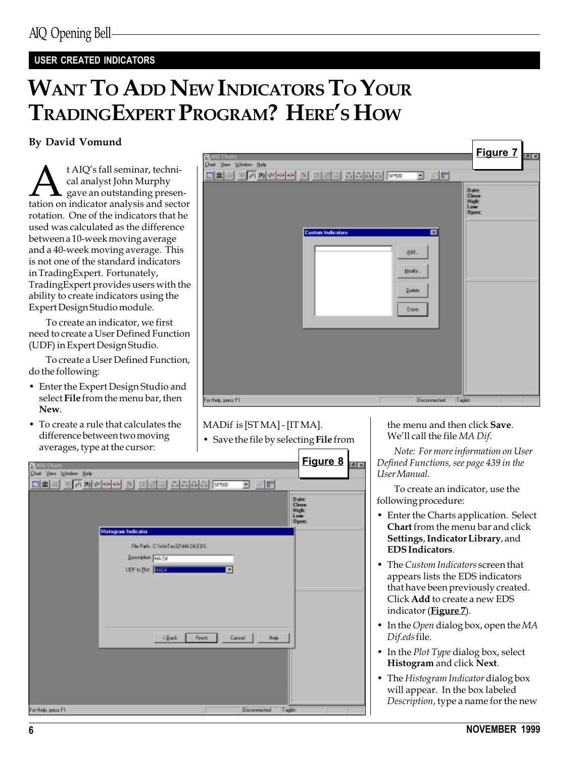USER CREATED INDICATORS

# WANT TO ADD NEW INDICATORS TO YOUR TRADINGEXPERT PROGRAM? HERE'S HOW

**By David Vomund**

At AIQ's fall seminar, technical analyst John Murphy gave an outstanding presentation on indicator analysis and sector rotation. One of the indicators that he used was calculated as the difference between a 10-week moving average and a 40-week moving average. This is not one of the standard indicators in TradingExpert. Fortunately, TradingExpert provides users with the ability to create indicators using the Expert Design Studio module.

To create an indicator, we first need to create a User Defined Function (UDF) in Expert Design Studio.

To create a User Defined Function, do the following:

- Enter the Expert Design Studio and select **File** from the menu bar, then **New**.
- To create a rule that calculates the difference between two moving averages, type at the cursor:

MADif is [ST MA] - [IT MA].

- Save the file by selecting **File** from the menu and then click **Save**. We'll call the file *MA Dif*.

*Note: For more information on User Defined Functions, see page 439 in the User Manual.*

To create an indicator, use the following procedure:

- Enter the Charts application. Select **Chart** from the menu bar and click **Settings**, **Indicator Library**, and **EDS Indicators**.
- The *Custom Indicators* screen that appears lists the EDS indicators that have been previously created. Click **Add** to create a new EDS indicator (**Figure 7**).
- In the *Open* dialog box, open the *MA Dif.eds* file.
- In the *Plot Type* dialog box, select **Histogram** and click **Next**.
- The *Histogram Indicator* dialog box will appear. In the box labeled *Description*, type a name for the new

Figure 7

Figure 8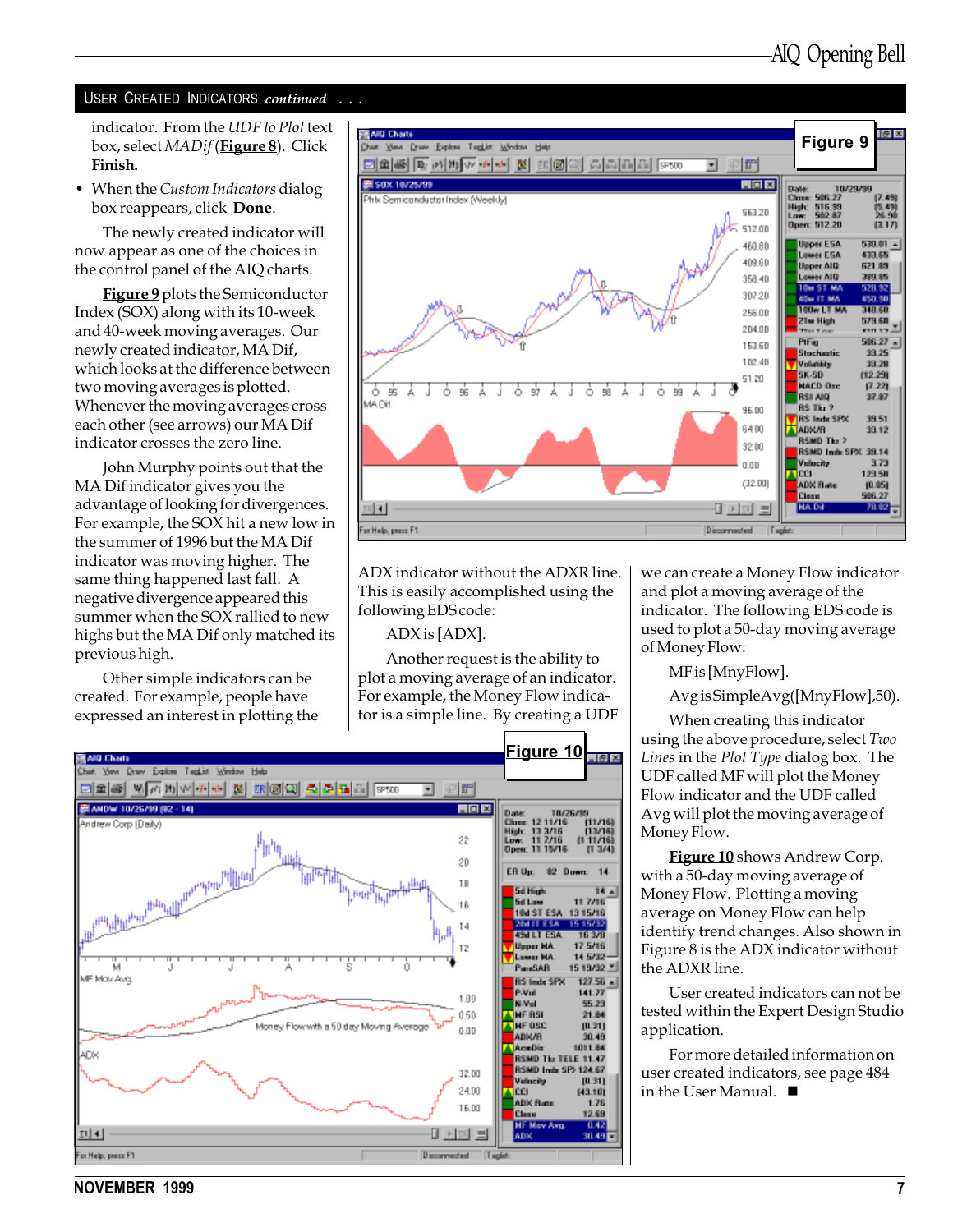## USER CREATED INDICATORS *continued . . .*

indicator. From the *UDF to Plot* text box, select *MADif* (**Figure 8**). Click **Finish.**

- When the *Custom Indicators* dialog box reappears, click **Done**.

The newly created indicator will now appear as one of the choices in the control panel of the AIQ charts.

**Figure 9** plots the Semiconductor Index (SOX) along with its 10-week and 40-week moving averages. Our newly created indicator, MA Dif, which looks at the difference between two moving averages is plotted. Whenever the moving averages cross each other (see arrows) our MA Dif indicator crosses the zero line.

John Murphy points out that the MA Dif indicator gives you the advantage of looking for divergences. For example, the SOX hit a new low in the summer of 1996 but the MA Dif indicator was moving higher. The same thing happened last fall. A negative divergence appeared this summer when the SOX rallied to new highs but the MA Dif only matched its previous high.

Other simple indicators can be created. For example, people have expressed an interest in plotting the ADX indicator without the ADXR line. This is easily accomplished using the following EDS code:

```
ADX is [ADX].
```

Another request is the ability to plot a moving average of an indicator. For example, the Money Flow indicator is a simple line. By creating a UDF we can create a Money Flow indicator and plot a moving average of the indicator. The following EDS code is used to plot a 50-day moving average of Money Flow:

```
MF is [MnyFlow].

Avg is SimpleAvg([MnyFlow],50).
```

When creating this indicator using the above procedure, select *Two Lines* in the *Plot Type* dialog box. The UDF called MF will plot the Money Flow indicator and the UDF called Avg will plot the moving average of Money Flow.

**Figure 10** shows Andrew Corp. with a 50-day moving average of Money Flow. Plotting a moving average on Money Flow can help identify trend changes. Also shown in Figure 8 is the ADX indicator without the ADXR line.

User created indicators can not be tested within the Expert Design Studio application.

For more detailed information on user created indicators, see page 484 in the User Manual. ■

**Figure 9**

**Figure 10**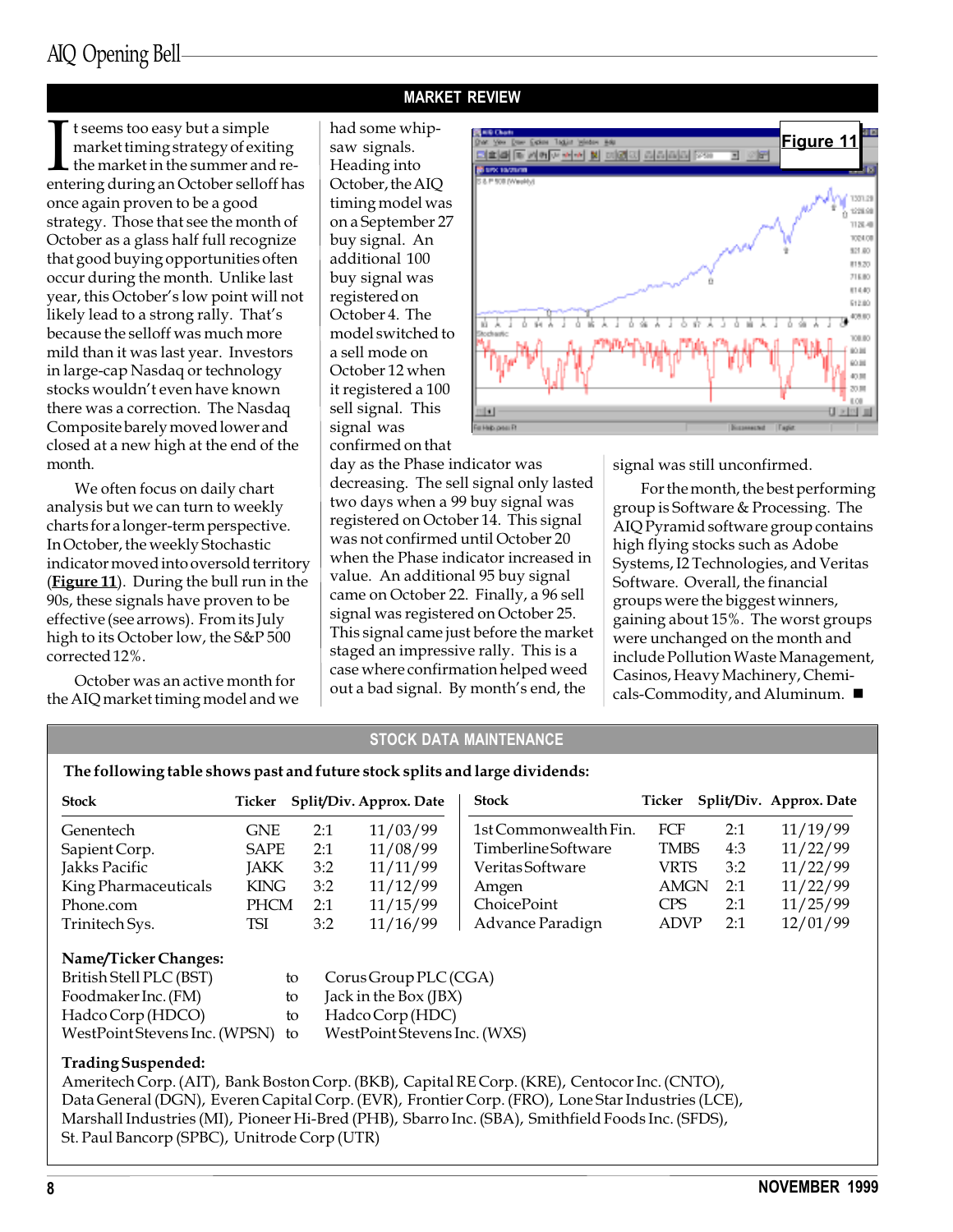## MARKET REVIEW

It seems too easy but a simple market timing strategy of exiting the market in the summer and re-entering during an October selloff has once again proven to be a good strategy. Those that see the month of October as a glass half full recognize that good buying opportunities often occur during the month. Unlike last year, this October's low point will not likely lead to a strong rally. That's because the selloff was much more mild than it was last year. Investors in large-cap Nasdaq or technology stocks wouldn't even have known there was a correction. The Nasdaq Composite barely moved lower and closed at a new high at the end of the month.

We often focus on daily chart analysis but we can turn to weekly charts for a longer-term perspective. In October, the weekly Stochastic indicator moved into oversold territory (**Figure 11**). During the bull run in the 90s, these signals have proven to be effective (see arrows). From its July high to its October low, the S&P 500 corrected 12%.

October was an active month for the AIQ market timing model and we had some whip-saw signals. Heading into October, the AIQ timing model was on a September 27 buy signal. An additional 100 buy signal was registered on October 4. The model switched to a sell mode on October 12 when it registered a 100 sell signal. This signal was confirmed on that day as the Phase indicator was decreasing. The sell signal only lasted two days when a 99 buy signal was registered on October 14. This signal was not confirmed until October 20 when the Phase indicator increased in value. An additional 95 buy signal came on October 22. Finally, a 96 sell signal was registered on October 25. This signal came just before the market staged an impressive rally. This is a case where confirmation helped weed out a bad signal. By month's end, the signal was still unconfirmed.

**Figure 11**

For the month, the best performing group is Software & Processing. The AIQ Pyramid software group contains high flying stocks such as Adobe Systems, I2 Technologies, and Veritas Software. Overall, the financial groups were the biggest winners, gaining about 15%. The worst groups were unchanged on the month and include Pollution Waste Management, Casinos, Heavy Machinery, Chemicals-Commodity, and Aluminum. ■

## STOCK DATA MAINTENANCE

**The following table shows past and future stock splits and large dividends:**

| Stock | Ticker | Split/Div. | Approx. Date |
|---|---|---|---|
| Genentech | GNE | 2:1 | 11/03/99 |
| Sapient Corp. | SAPE | 2:1 | 11/08/99 |
| Jakks Pacific | JAKK | 3:2 | 11/11/99 |
| King Pharmaceuticals | KING | 3:2 | 11/12/99 |
| Phone.com | PHCM | 2:1 | 11/15/99 |
| Trinitech Sys. | TSI | 3:2 | 11/16/99 |
| 1st Commonwealth Fin. | FCF | 2:1 | 11/19/99 |
| Timberline Software | TMBS | 4:3 | 11/22/99 |
| Veritas Software | VRTS | 3:2 | 11/22/99 |
| Amgen | AMGN | 2:1 | 11/22/99 |
| ChoicePoint | CPS | 2:1 | 11/25/99 |
| Advance Paradigm | ADVP | 2:1 | 12/01/99 |

**Name/Ticker Changes:**

British Stell PLC (BST) to Corus Group PLC (CGA)
Foodmaker Inc. (FM) to Jack in the Box (JBX)
Hadco Corp (HDCO) to Hadco Corp (HDC)
WestPoint Stevens Inc. (WPSN) to WestPoint Stevens Inc. (WXS)

**Trading Suspended:**

Ameritech Corp. (AIT), Bank Boston Corp. (BKB), Capital RE Corp. (KRE), Centocor Inc. (CNTO), Data General (DGN), Everen Capital Corp. (EVR), Frontier Corp. (FRO), Lone Star Industries (LCE), Marshall Industries (MI), Pioneer Hi-Bred (PHB), Sbarro Inc. (SBA), Smithfield Foods Inc. (SFDS), St. Paul Bancorp (SPBC), Unitrode Corp (UTR)